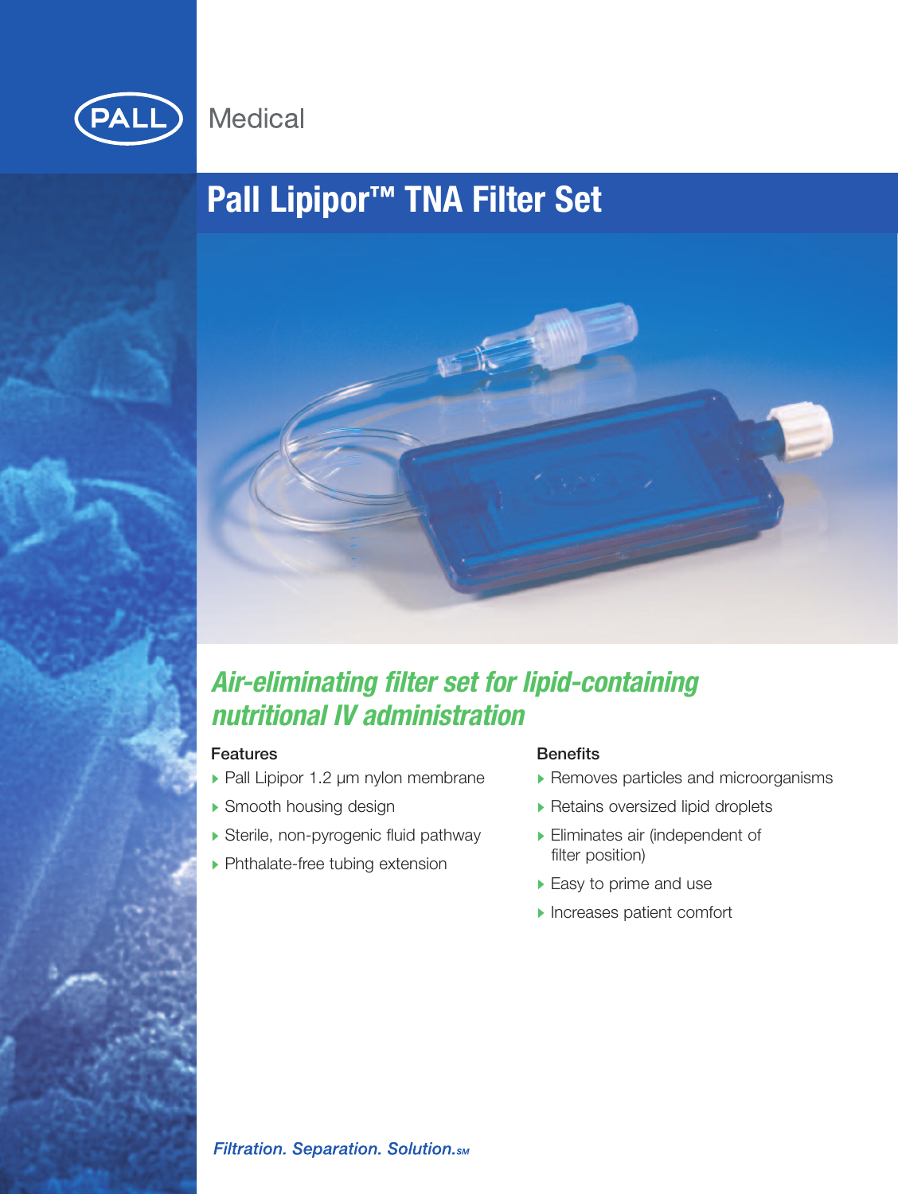PALL Medical

# Pall Lipipor™ TNA Filter Set

## *Air-eliminating filter set for lipid-containing nutritional IV administration*

### Features

- Pall Lipipor 1.2 µm nylon membrane
- Smooth housing design
- Sterile, non-pyrogenic fluid pathway
- Phthalate-free tubing extension

### Benefits

- Removes particles and microorganisms
- Retains oversized lipid droplets
- Eliminates air (independent of filter position)
- Easy to prime and use
- Increases patient comfort

*Filtration. Separation. Solution.*SM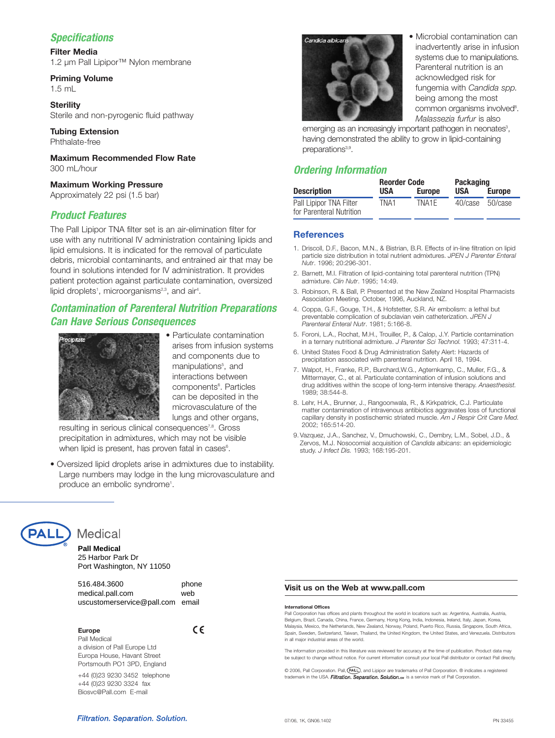## Specifications

**Filter Media**
1.2 µm Pall Lipipor™ Nylon membrane

**Priming Volume**
1.5 mL

**Sterility**
Sterile and non-pyrogenic fluid pathway

**Tubing Extension**
Phthalate-free

**Maximum Recommended Flow Rate**
300 mL/hour

**Maximum Working Pressure**
Approximately 22 psi (1.5 bar)

## Product Features

The Pall Lipipor TNA filter set is an air-elimination filter for use with any nutritional IV administration containing lipids and lipid emulsions. It is indicated for the removal of particulate debris, microbial contaminants, and entrained air that may be found in solutions intended for IV administration. It provides patient protection against particulate contamination, oversized lipid droplets[1], microorganisms[2,3], and air[4].

## Contamination of Parenteral Nutrition Preparations Can Have Serious Consequences

Precipitate

- Particulate contamination arises from infusion systems and components due to manipulations[5], and interactions between components[6]. Particles can be deposited in the microvasculature of the lungs and other organs, resulting in serious clinical consequences[7,8]. Gross precipitation in admixtures, which may not be visible when lipid is present, has proven fatal in cases[6].
- Oversized lipid droplets arise in admixtures due to instability. Large numbers may lodge in the lung microvasculature and produce an embolic syndrome[1].

Candida albicans

- Microbial contamination can inadvertently arise in infusion systems due to manipulations. Parenteral nutrition is an acknowledged risk for fungemia with *Candida spp.* being among the most common organisms involved[8]. *Malassezia furfur* is also emerging as an increasingly important pathogen in neonates[3], having demonstrated the ability to grow in lipid-containing preparations[3,9].

## Ordering Information

| Description | Reorder Code USA | Reorder Code Europe | Packaging USA | Packaging Europe |
|---|---|---|---|---|
| Pall Lipipor TNA Filter for Parenteral Nutrition | TNA1 | TNA1E | 40/case | 50/case |

## References

1. Driscoll, D.F., Bacon, M.N., & Bistrian, B.R. Effects of in-line filtration on lipid particle size distribution in total nutrient admixtures. *JPEN J Parenter Enteral Nutr*. 1996; 20:296-301.
2. Barnett, M.I. Filtration of lipid-containing total parenteral nutrition (TPN) admixture. *Clin Nutr*. 1995; 14:49.
3. Robinson, R. & Ball, P. Presented at the New Zealand Hospital Pharmacists Association Meeting. October, 1996, Auckland, NZ.
4. Coppa, G.F., Gouge, T.H., & Hofstetter, S.R. Air embolism: a lethal but preventable complication of subclavian vein catheterization. *JPEN J Parenteral Enteral Nutr*. 1981; 5:166-8.
5. Foroni, L.A., Rochat, M.H., Trouiller, P., & Calop, J.Y. Particle contamination in a ternary nutritional admixture. *J Parenter Sci Technol.* 1993; 47:311-4.
6. United States Food & Drug Administration Safety Alert: Hazards of precipitation associated with parenteral nutrition. April 18, 1994.
7. Walpot, H., Franke, R.P., Burchard,W.G., Agternkamp, C., Muller, F.G., & Mittermayer, C., et al. Particulate contamination of infusion solutions and drug additives within the scope of long-term intensive therapy. *Anaesthesist.* 1989; 38:544-8.
8. Lehr, H.A., Brunner, J., Rangoonwala, R., & Kirkpatrick, C.J. Particulate matter contamination of intravenous antibiotics aggravates loss of functional capillary density in postischemic striated muscle. *Am J Respir Crit Care Med.* 2002; 165:514-20.
9. Vazquez, J.A., Sanchez, V., Dmuchowski, C., Dembry, L.M., Sobel, J.D., & Zervos, M.J. Nosocomial acquisition of *Candida albicans*: an epidemiologic study. *J Infect Dis.* 1993; 168:195-201.

PALL Medical

**Pall Medical**
25 Harbor Park Dr
Port Washington, NY 11050

516.484.3600 phone
medical.pall.com web
uscustomerservice@pall.com email

**Europe**
Pall Medical
a division of Pall Europe Ltd
Europa House, Havant Street
Portsmouth PO1 3PD, England

+44 (0)23 9230 3452 telephone
+44 (0)23 9230 3324 fax
Biosvc@Pall.com E-mail

CE

**Visit us on the Web at www.pall.com**

**International Offices**

Pall Corporation has offices and plants throughout the world in locations such as: Argentina, Australia, Austria, Belgium, Brazil, Canada, China, France, Germany, Hong Kong, India, Indonesia, Ireland, Italy, Japan, Korea, Malaysia, Mexico, the Netherlands, New Zealand, Norway, Poland, Puerto Rico, Russia, Singapore, South Africa, Spain, Sweden, Switzerland, Taiwan, Thailand, the United Kingdom, the United States, and Venezuela. Distributors in all major industrial areas of the world.

The information provided in this literature was reviewed for accuracy at the time of publication. Product data may be subject to change without notice. For current information consult your local Pall distributor or contact Pall directly.

© 2006, Pall Corporation. Pall, (PALL), and Lipipor are trademarks of Pall Corporation. ® indicates a registered trademark in the USA. *Filtration. Separation. Solution.*SM is a service mark of Pall Corporation.

*Filtration. Separation. Solution.*

07/06, 1K, GN06.1402

PN 33455